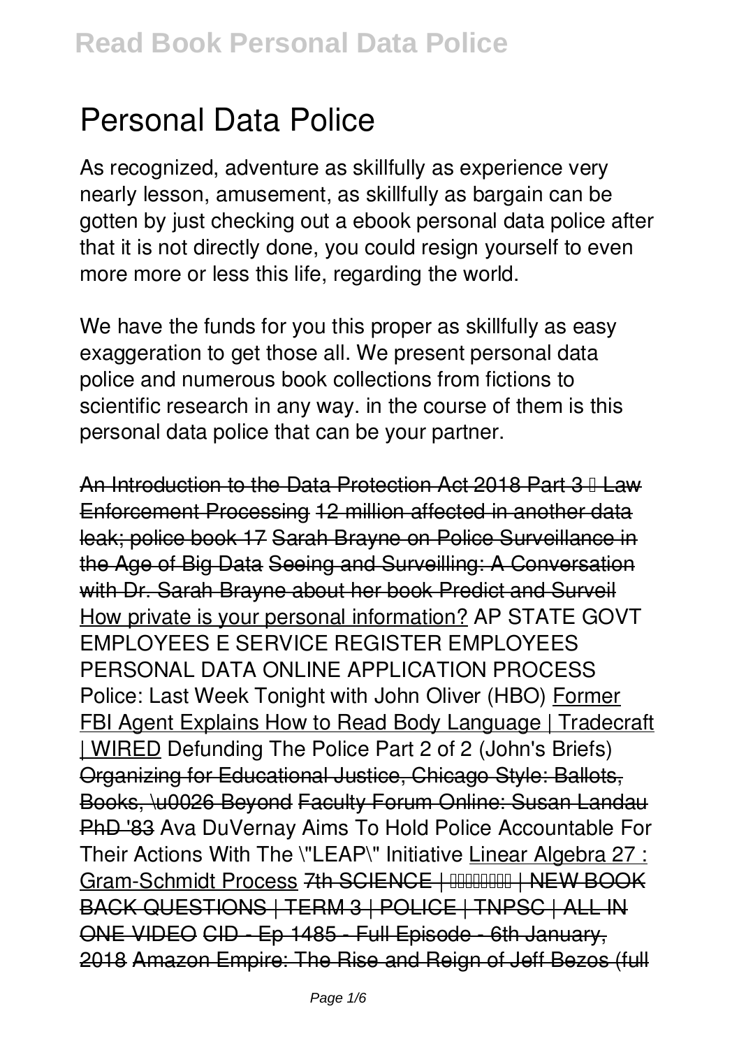# Personal Data Police

As recognized, adventure as skillfully as experience very nearly lesson, amusement, as skillfully as bargain can be gotten by just checking out a ebook personal data police after that it is not directly done, you could resign yourself to even more more or less this life, regarding the world.

We have the funds for you this proper as skillfully as easy exaggeration to get those all. We present personal data police and numerous book collections from fictions to scientific research in any way. in the course of them is this personal data police that can be your partner.

An Introduction to the Data Protection Act 2018 Part 3 – Law Enforcement Processing 12 million affected in another data leak; police book 17 Sarah Brayne on Police Surveillance in the Age of Big Data Seeing and Surveilling: A Conversation with Dr. Sarah Brayne about her book Predict and Surveil How private is your personal information? AP STATE GOVT EMPLOYEES E SERVICE REGISTER EMPLOYEES PERSONAL DATA ONLINE APPLICATION PROCESS Police: Last Week Tonight with John Oliver (HBO) Former FBI Agent Explains How to Read Body Language | Tradecraft | WIRED Defunding The Police Part 2 of 2 (John's Briefs) Organizing for Educational Justice, Chicago Style: Ballots, Books, \u0026 Beyond Faculty Forum Online: Susan Landau PhD '83 Ava DuVernay Aims To Hold Police Accountable For Their Actions With The \"LEAP\" Initiative Linear Algebra 27 : Gram-Schmidt Process 7th SCIENCE | அறிவியல் | NEW BOOK BACK QUESTIONS | TERM 3 | POLICE | TNPSC | ALL IN ONE VIDEO CID - Ep 1485 - Full Episode - 6th January, 2018 Amazon Empire: The Rise and Reign of Jeff Bezos (full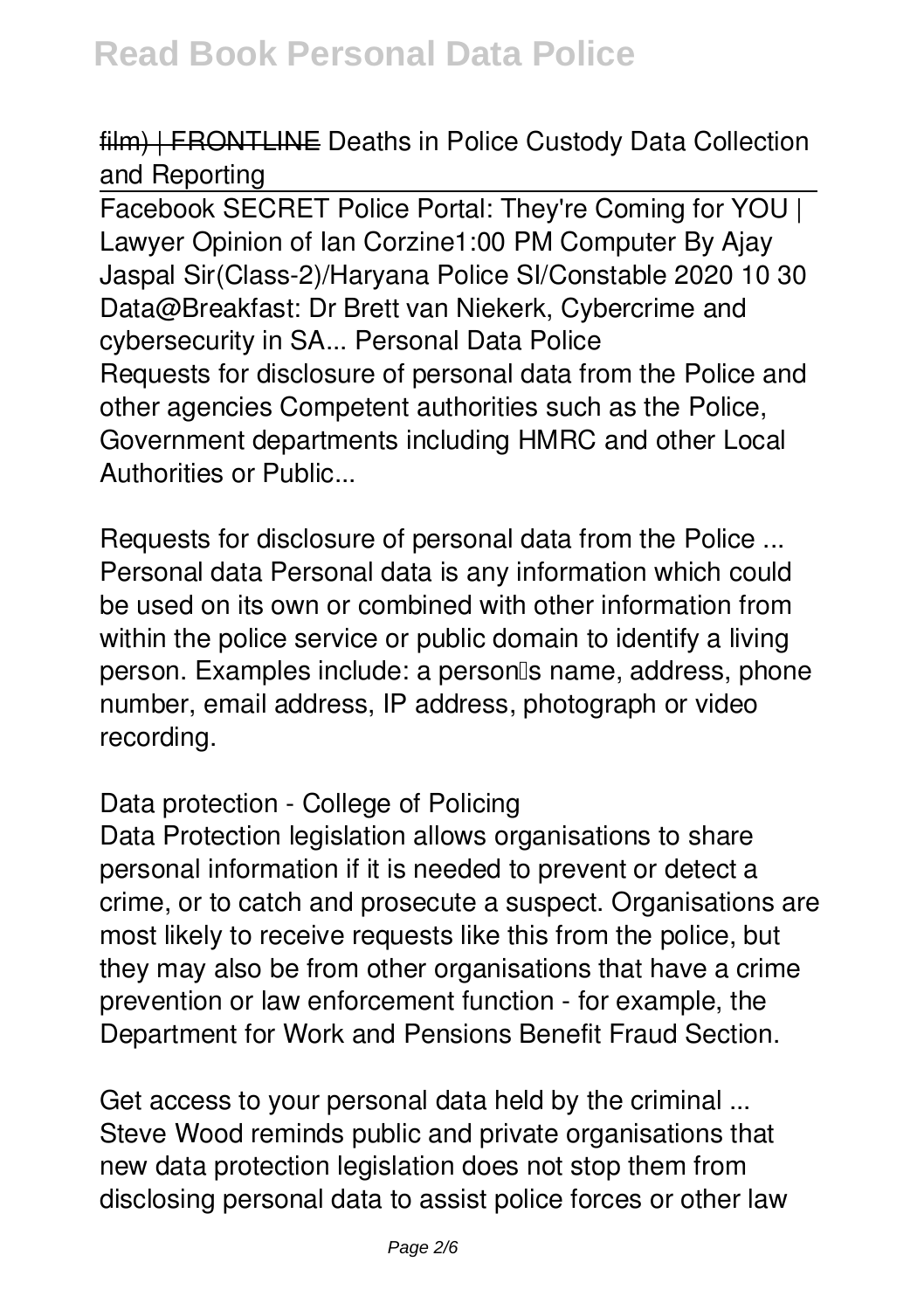~~film) | FRONTLINE~~ Deaths in Police Custody Data Collection and Reporting

Facebook SECRET Police Portal: They're Coming for YOU | Lawyer Opinion of Ian Corzine1:00 PM Computer By Ajay Jaspal Sir(Class-2)/Haryana Police SI/Constable 2020 10 30 Data@Breakfast: Dr Brett van Niekerk, Cybercrime and cybersecurity in SA... Personal Data Police

Requests for disclosure of personal data from the Police and other agencies Competent authorities such as the Police, Government departments including HMRC and other Local Authorities or Public...

**Requests for disclosure of personal data from the Police ...**

Personal data Personal data is any information which could be used on its own or combined with other information from within the police service or public domain to identify a living person. Examples include: a person's name, address, phone number, email address, IP address, photograph or video recording.

**Data protection - College of Policing**

Data Protection legislation allows organisations to share personal information if it is needed to prevent or detect a crime, or to catch and prosecute a suspect. Organisations are most likely to receive requests like this from the police, but they may also be from other organisations that have a crime prevention or law enforcement function - for example, the Department for Work and Pensions Benefit Fraud Section.

**Get access to your personal data held by the criminal ...**

Steve Wood reminds public and private organisations that new data protection legislation does not stop them from disclosing personal data to assist police forces or other law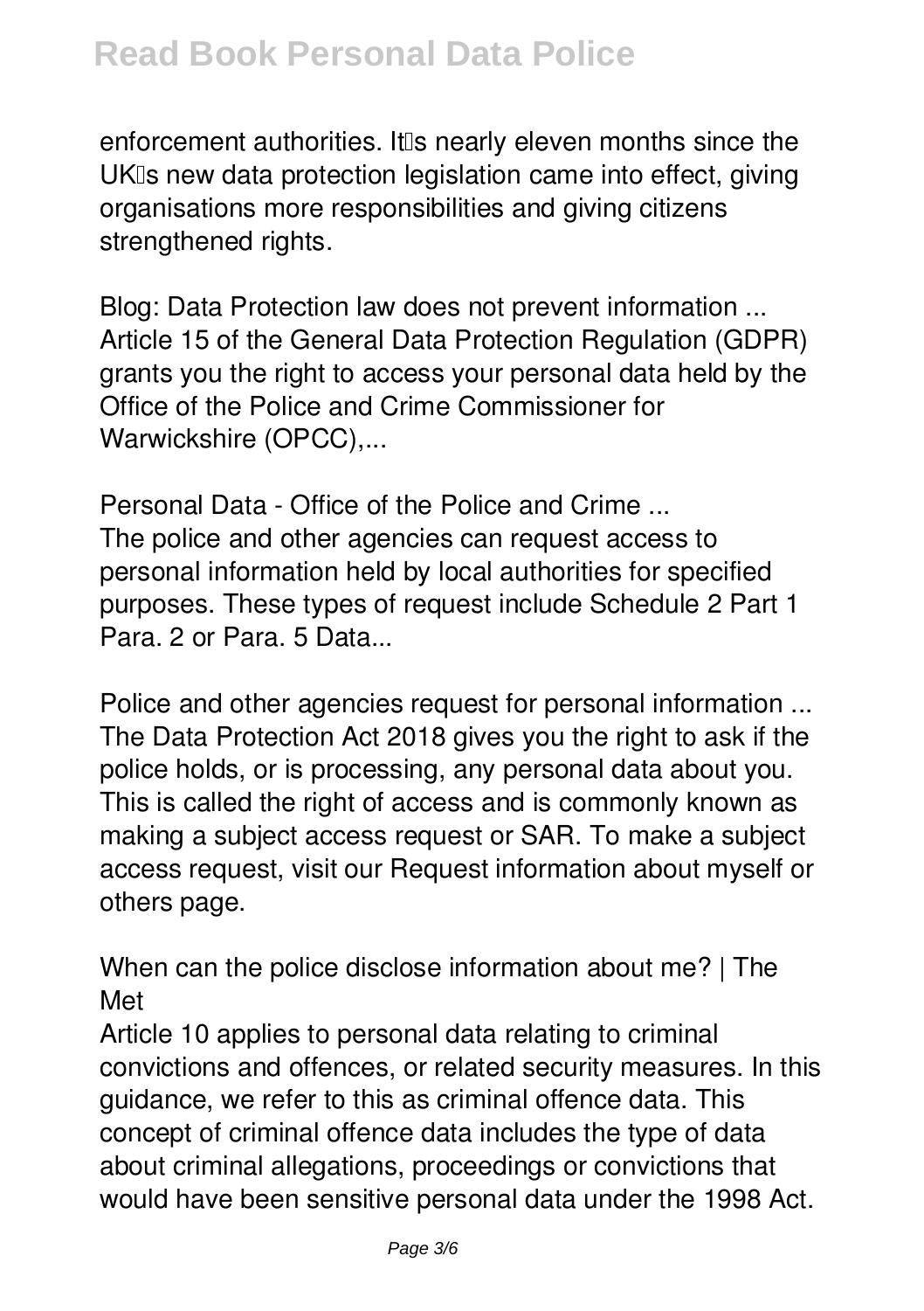enforcement authorities. It's nearly eleven months since the UK's new data protection legislation came into effect, giving organisations more responsibilities and giving citizens strengthened rights.

Blog: Data Protection law does not prevent information ...
Article 15 of the General Data Protection Regulation (GDPR) grants you the right to access your personal data held by the Office of the Police and Crime Commissioner for Warwickshire (OPCC),...

Personal Data - Office of the Police and Crime ...
The police and other agencies can request access to personal information held by local authorities for specified purposes. These types of request include Schedule 2 Part 1 Para. 2 or Para. 5 Data...

Police and other agencies request for personal information ...
The Data Protection Act 2018 gives you the right to ask if the police holds, or is processing, any personal data about you. This is called the right of access and is commonly known as making a subject access request or SAR. To make a subject access request, visit our Request information about myself or others page.

When can the police disclose information about me? | The Met
Article 10 applies to personal data relating to criminal convictions and offences, or related security measures. In this guidance, we refer to this as criminal offence data. This concept of criminal offence data includes the type of data about criminal allegations, proceedings or convictions that would have been sensitive personal data under the 1998 Act.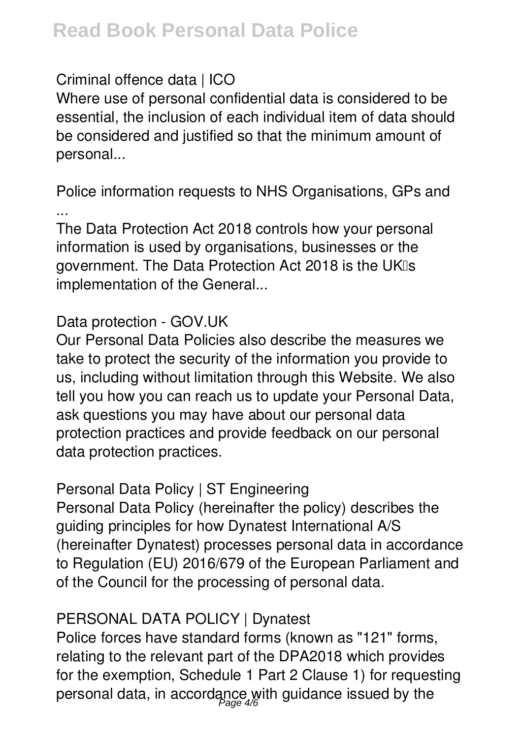Criminal offence data | ICO

Where use of personal confidential data is considered to be essential, the inclusion of each individual item of data should be considered and justified so that the minimum amount of personal...

Police information requests to NHS Organisations, GPs and ...

The Data Protection Act 2018 controls how your personal information is used by organisations, businesses or the government. The Data Protection Act 2018 is the UK's implementation of the General...

Data protection - GOV.UK

Our Personal Data Policies also describe the measures we take to protect the security of the information you provide to us, including without limitation through this Website. We also tell you how you can reach us to update your Personal Data, ask questions you may have about our personal data protection practices and provide feedback on our personal data protection practices.

Personal Data Policy | ST Engineering

Personal Data Policy (hereinafter the policy) describes the guiding principles for how Dynatest International A/S (hereinafter Dynatest) processes personal data in accordance to Regulation (EU) 2016/679 of the European Parliament and of the Council for the processing of personal data.

PERSONAL DATA POLICY | Dynatest

Police forces have standard forms (known as "121" forms, relating to the relevant part of the DPA2018 which provides for the exemption, Schedule 1 Part 2 Clause 1) for requesting personal data, in accordance with guidance issued by the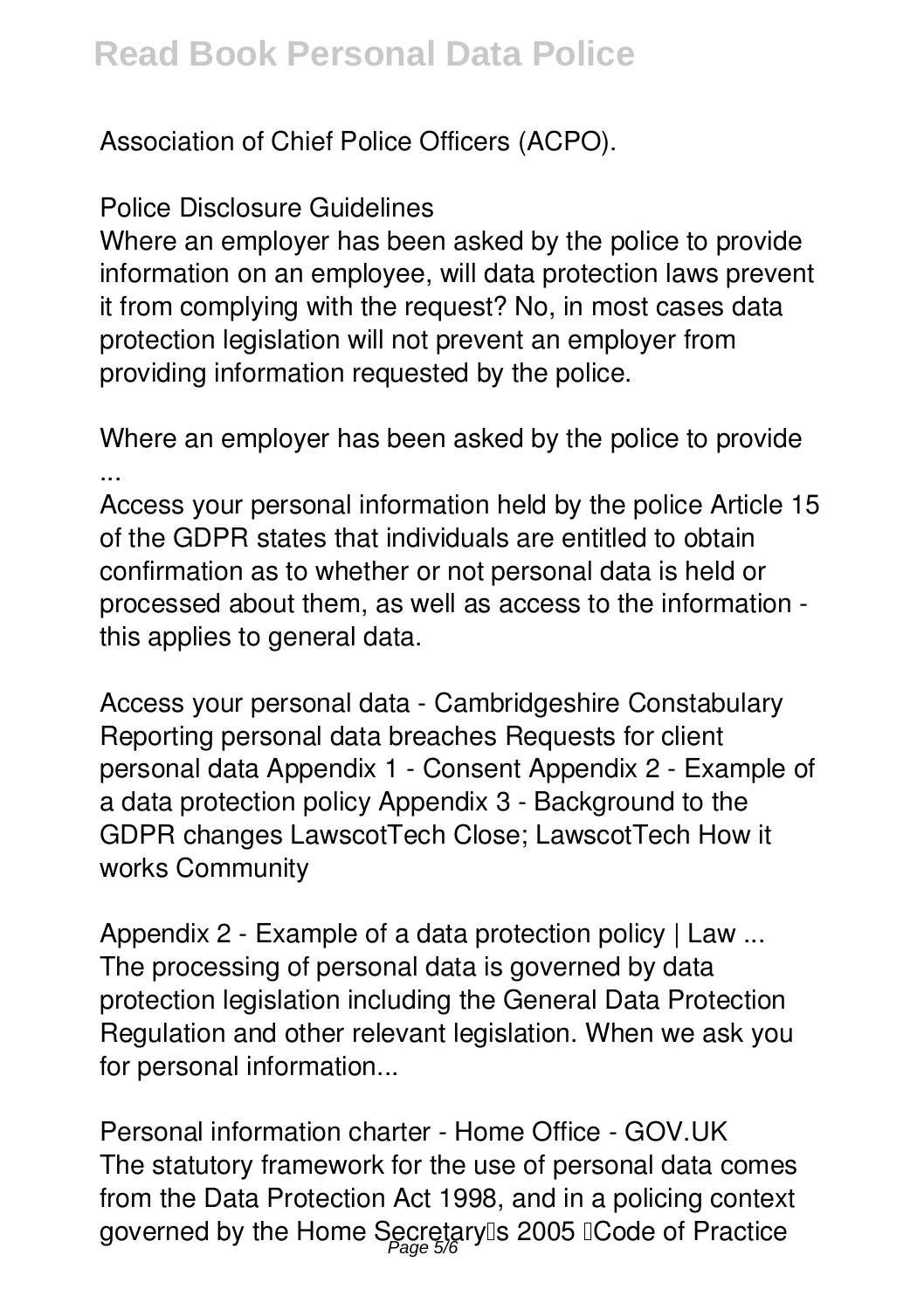Association of Chief Police Officers (ACPO).

**Police Disclosure Guidelines**

Where an employer has been asked by the police to provide information on an employee, will data protection laws prevent it from complying with the request? No, in most cases data protection legislation will not prevent an employer from providing information requested by the police.

**Where an employer has been asked by the police to provide ...**

Access your personal information held by the police Article 15 of the GDPR states that individuals are entitled to obtain confirmation as to whether or not personal data is held or processed about them, as well as access to the information - this applies to general data.

**Access your personal data - Cambridgeshire Constabulary**

Reporting personal data breaches Requests for client personal data Appendix 1 - Consent Appendix 2 - Example of a data protection policy Appendix 3 - Background to the GDPR changes LawscotTech Close; LawscotTech How it works Community

**Appendix 2 - Example of a data protection policy | Law ...**

The processing of personal data is governed by data protection legislation including the General Data Protection Regulation and other relevant legislation. When we ask you for personal information...

**Personal information charter - Home Office - GOV.UK**

The statutory framework for the use of personal data comes from the Data Protection Act 1998, and in a policing context governed by the Home Secretary's 2005 'Code of Practice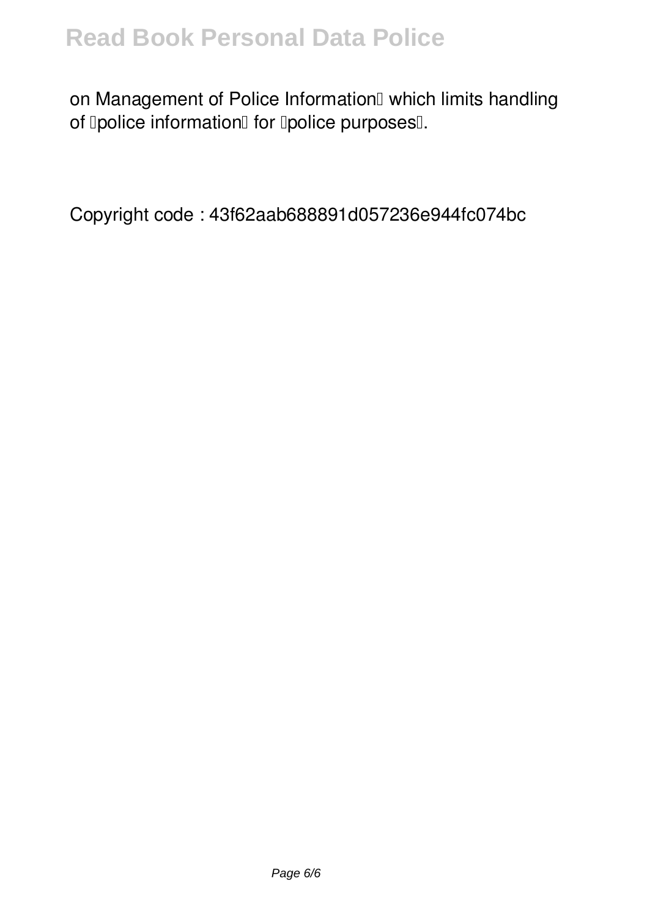on Management of Police Information which limits handling of police information for police purposes.

Copyright code : 43f62aab688891d057236e944fc074bc